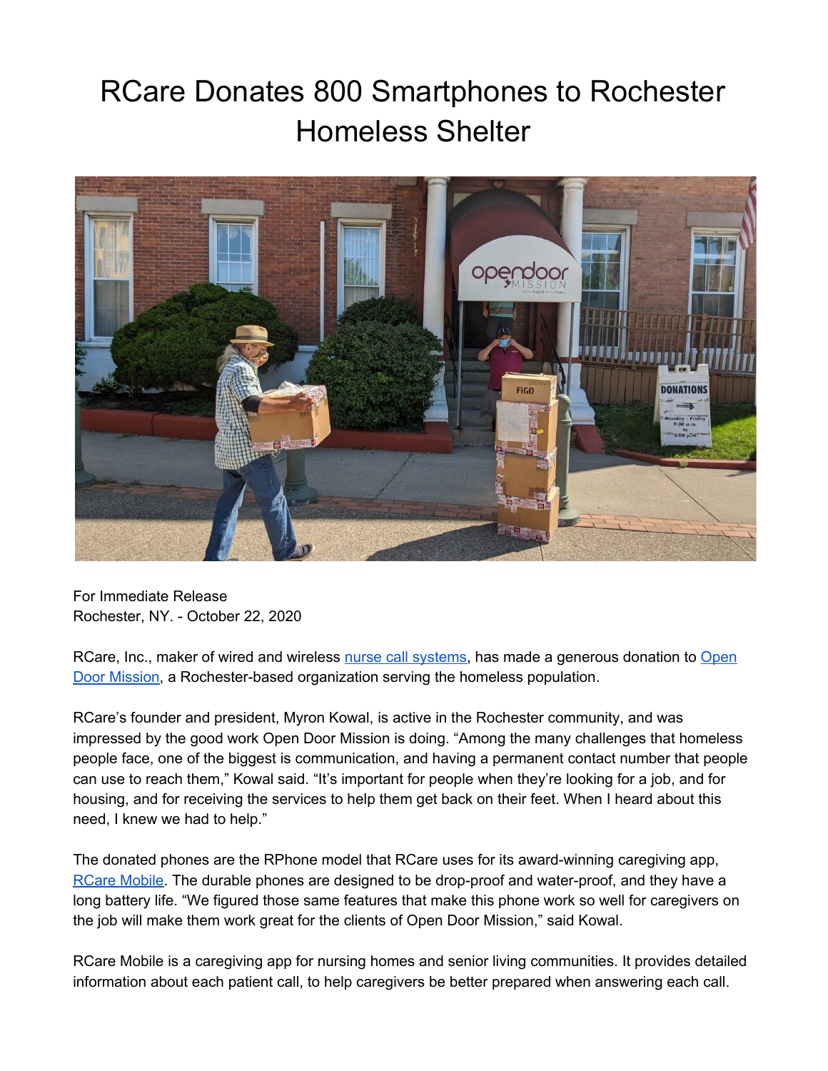# RCare Donates 800 Smartphones to Rochester Homeless Shelter

For Immediate Release
Rochester, NY. - October 22, 2020

RCare, Inc., maker of wired and wireless nurse call systems, has made a generous donation to Open Door Mission, a Rochester-based organization serving the homeless population.

RCare's founder and president, Myron Kowal, is active in the Rochester community, and was impressed by the good work Open Door Mission is doing. "Among the many challenges that homeless people face, one of the biggest is communication, and having a permanent contact number that people can use to reach them," Kowal said. "It's important for people when they're looking for a job, and for housing, and for receiving the services to help them get back on their feet. When I heard about this need, I knew we had to help."

The donated phones are the RPhone model that RCare uses for its award-winning caregiving app, RCare Mobile. The durable phones are designed to be drop-proof and water-proof, and they have a long battery life. "We figured those same features that make this phone work so well for caregivers on the job will make them work great for the clients of Open Door Mission," said Kowal.

RCare Mobile is a caregiving app for nursing homes and senior living communities. It provides detailed information about each patient call, to help caregivers be better prepared when answering each call.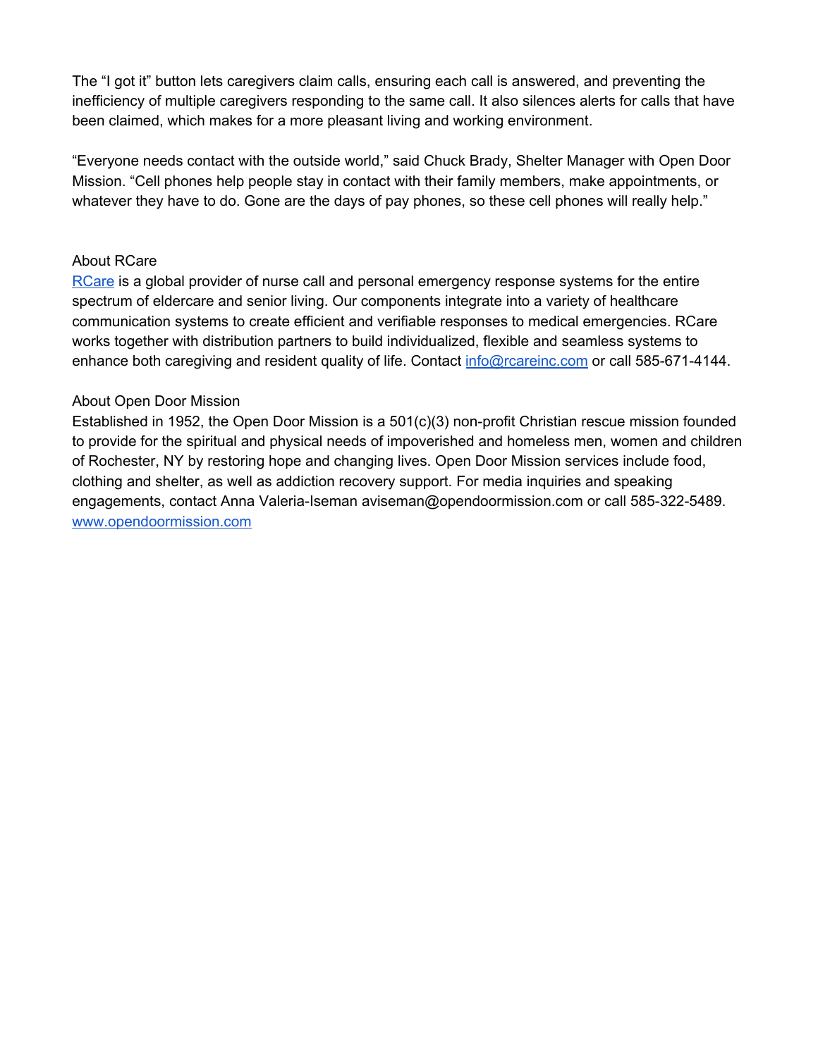The “I got it” button lets caregivers claim calls, ensuring each call is answered, and preventing the inefficiency of multiple caregivers responding to the same call. It also silences alerts for calls that have been claimed, which makes for a more pleasant living and working environment.

“Everyone needs contact with the outside world,” said Chuck Brady, Shelter Manager with Open Door Mission. “Cell phones help people stay in contact with their family members, make appointments, or whatever they have to do. Gone are the days of pay phones, so these cell phones will really help.”

About RCare

RCare is a global provider of nurse call and personal emergency response systems for the entire spectrum of eldercare and senior living. Our components integrate into a variety of healthcare communication systems to create efficient and verifiable responses to medical emergencies. RCare works together with distribution partners to build individualized, flexible and seamless systems to enhance both caregiving and resident quality of life. Contact info@rcareinc.com or call 585-671-4144.

About Open Door Mission

Established in 1952, the Open Door Mission is a 501(c)(3) non-profit Christian rescue mission founded to provide for the spiritual and physical needs of impoverished and homeless men, women and children of Rochester, NY by restoring hope and changing lives. Open Door Mission services include food, clothing and shelter, as well as addiction recovery support. For media inquiries and speaking engagements, contact Anna Valeria-Iseman aviseman@opendoormission.com or call 585-322-5489. www.opendoormission.com